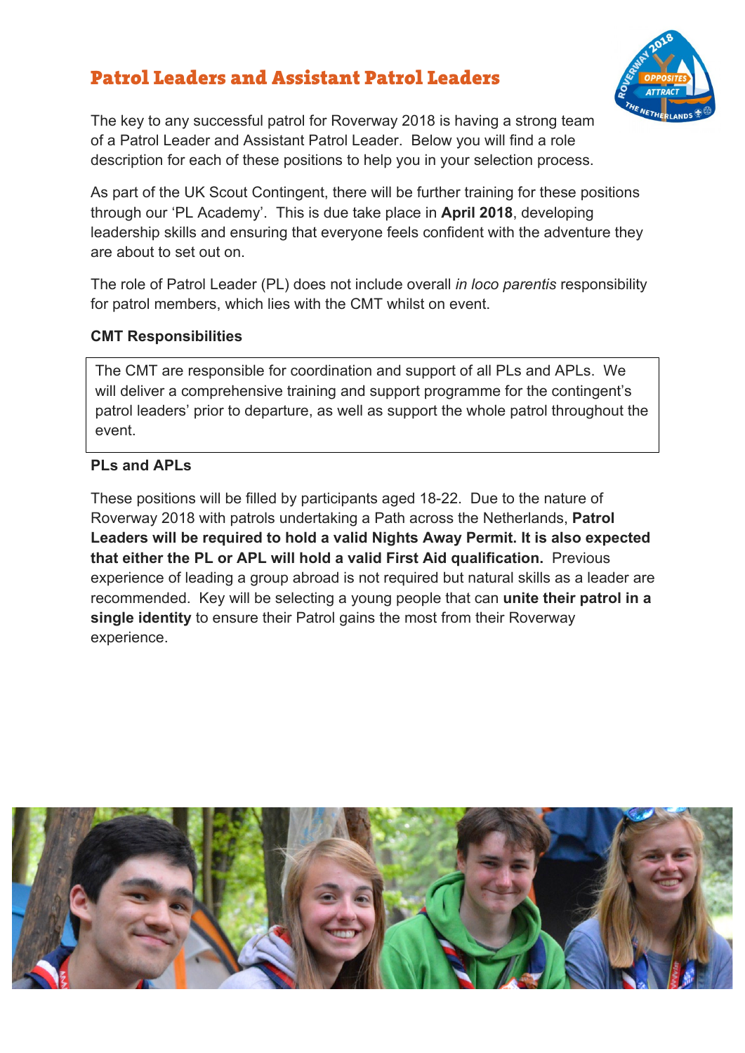## Patrol Leaders and Assistant Patrol Leaders

The key to any successful patrol for Roverway 2018 is having a strong team of a Patrol Leader and Assistant Patrol Leader. Below you will find a role description for each of these positions to help you in your selection process.

As part of the UK Scout Contingent, there will be further training for these positions through our 'PL Academy'. This is due take place in **April 2018**, developing leadership skills and ensuring that everyone feels confident with the adventure they are about to set out on.

The role of Patrol Leader (PL) does not include overall *in loco parentis* responsibility for patrol members, which lies with the CMT whilst on event.

**CMT Responsibilities**

The CMT are responsible for coordination and support of all PLs and APLs. We will deliver a comprehensive training and support programme for the contingent's patrol leaders' prior to departure, as well as support the whole patrol throughout the event.

**PLs and APLs**

These positions will be filled by participants aged 18-22. Due to the nature of Roverway 2018 with patrols undertaking a Path across the Netherlands, **Patrol Leaders will be required to hold a valid Nights Away Permit. It is also expected that either the PL or APL will hold a valid First Aid qualification.** Previous experience of leading a group abroad is not required but natural skills as a leader are recommended. Key will be selecting a young people that can **unite their patrol in a single identity** to ensure their Patrol gains the most from their Roverway experience.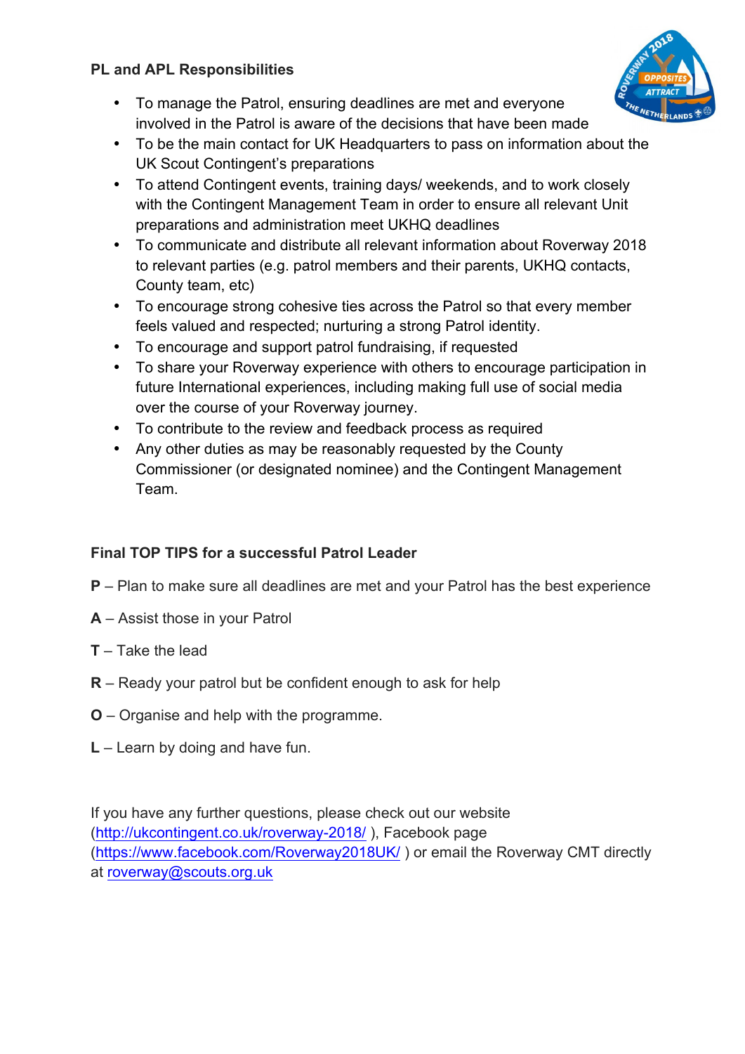**PL and APL Responsibilities**

- To manage the Patrol, ensuring deadlines are met and everyone involved in the Patrol is aware of the decisions that have been made
- To be the main contact for UK Headquarters to pass on information about the UK Scout Contingent's preparations
- To attend Contingent events, training days/ weekends, and to work closely with the Contingent Management Team in order to ensure all relevant Unit preparations and administration meet UKHQ deadlines
- To communicate and distribute all relevant information about Roverway 2018 to relevant parties (e.g. patrol members and their parents, UKHQ contacts, County team, etc)
- To encourage strong cohesive ties across the Patrol so that every member feels valued and respected; nurturing a strong Patrol identity.
- To encourage and support patrol fundraising, if requested
- To share your Roverway experience with others to encourage participation in future International experiences, including making full use of social media over the course of your Roverway journey.
- To contribute to the review and feedback process as required
- Any other duties as may be reasonably requested by the County Commissioner (or designated nominee) and the Contingent Management Team.

**Final TOP TIPS for a successful Patrol Leader**

**P** – Plan to make sure all deadlines are met and your Patrol has the best experience

**A** – Assist those in your Patrol

**T** – Take the lead

**R** – Ready your patrol but be confident enough to ask for help

**O** – Organise and help with the programme.

**L** – Learn by doing and have fun.

If you have any further questions, please check out our website (http://ukcontingent.co.uk/roverway-2018/ ), Facebook page (https://www.facebook.com/Roverway2018UK/ ) or email the Roverway CMT directly at roverway@scouts.org.uk